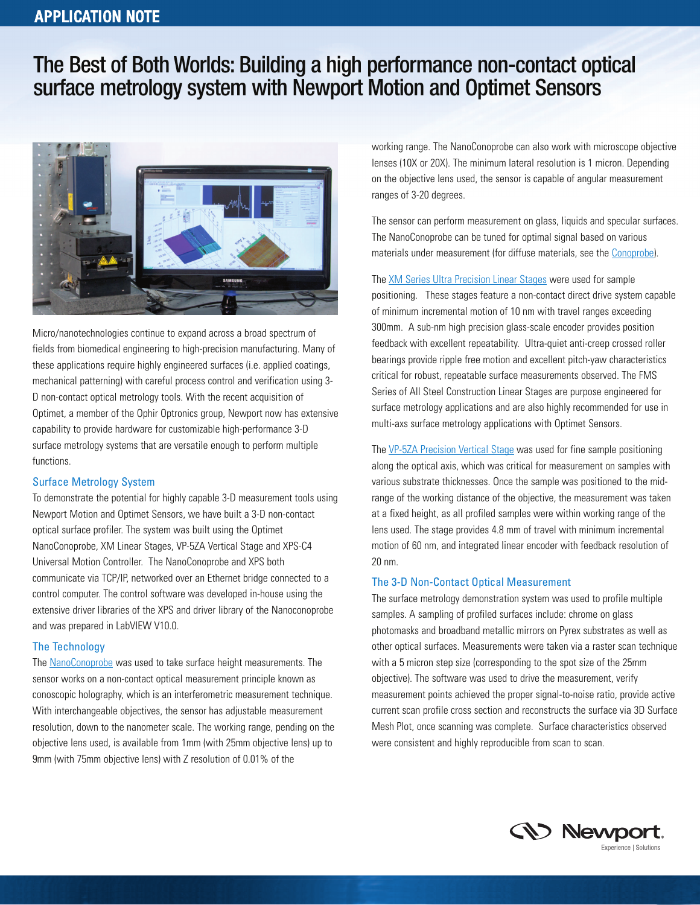# APPLICATION NOTE

# The Best of Both Worlds: Building a high performance non-contact optical surface metrology system with Newport Motion and Optimet Sensors

Micro/nanotechnologies continue to expand across a broad spectrum of fields from biomedical engineering to high-precision manufacturing. Many of these applications require highly engineered surfaces (i.e. applied coatings, mechanical patterning) with careful process control and verification using 3-D non-contact optical metrology tools. With the recent acquisition of Optimet, a member of the Ophir Optronics group, Newport now has extensive capability to provide hardware for customizable high-performance 3-D surface metrology systems that are versatile enough to perform multiple functions.

## Surface Metrology System

To demonstrate the potential for highly capable 3-D measurement tools using Newport Motion and Optimet Sensors, we have built a 3-D non-contact optical surface profiler. The system was built using the Optimet NanoConoprobe, XM Linear Stages, VP-5ZA Vertical Stage and XPS-C4 Universal Motion Controller. The NanoConoprobe and XPS both communicate via TCP/IP, networked over an Ethernet bridge connected to a control computer. The control software was developed in-house using the extensive driver libraries of the XPS and driver library of the Nanoconoprobe and was prepared in LabVIEW V10.0.

## The Technology

The NanoConoprobe was used to take surface height measurements. The sensor works on a non-contact optical measurement principle known as conoscopic holography, which is an interferometric measurement technique. With interchangeable objectives, the sensor has adjustable measurement resolution, down to the nanometer scale. The working range, pending on the objective lens used, is available from 1mm (with 25mm objective lens) up to 9mm (with 75mm objective lens) with Z resolution of 0.01% of the working range. The NanoConoprobe can also work with microscope objective lenses (10X or 20X). The minimum lateral resolution is 1 micron. Depending on the objective lens used, the sensor is capable of angular measurement ranges of 3-20 degrees.

The sensor can perform measurement on glass, liquids and specular surfaces. The NanoConoprobe can be tuned for optimal signal based on various materials under measurement (for diffuse materials, see the Conoprobe).

The XM Series Ultra Precision Linear Stages were used for sample positioning. These stages feature a non-contact direct drive system capable of minimum incremental motion of 10 nm with travel ranges exceeding 300mm. A sub-nm high precision glass-scale encoder provides position feedback with excellent repeatability. Ultra-quiet anti-creep crossed roller bearings provide ripple free motion and excellent pitch-yaw characteristics critical for robust, repeatable surface measurements observed. The FMS Series of All Steel Construction Linear Stages are purpose engineered for surface metrology applications and are also highly recommended for use in multi-axs surface metrology applications with Optimet Sensors.

The VP-5ZA Precision Vertical Stage was used for fine sample positioning along the optical axis, which was critical for measurement on samples with various substrate thicknesses. Once the sample was positioned to the mid-range of the working distance of the objective, the measurement was taken at a fixed height, as all profiled samples were within working range of the lens used. The stage provides 4.8 mm of travel with minimum incremental motion of 60 nm, and integrated linear encoder with feedback resolution of 20 nm.

## The 3-D Non-Contact Optical Measurement

The surface metrology demonstration system was used to profile multiple samples. A sampling of profiled surfaces include: chrome on glass photomasks and broadband metallic mirrors on Pyrex substrates as well as other optical surfaces. Measurements were taken via a raster scan technique with a 5 micron step size (corresponding to the spot size of the 25mm objective). The software was used to drive the measurement, verify measurement points achieved the proper signal-to-noise ratio, provide active current scan profile cross section and reconstructs the surface via 3D Surface Mesh Plot, once scanning was complete. Surface characteristics observed were consistent and highly reproducible from scan to scan.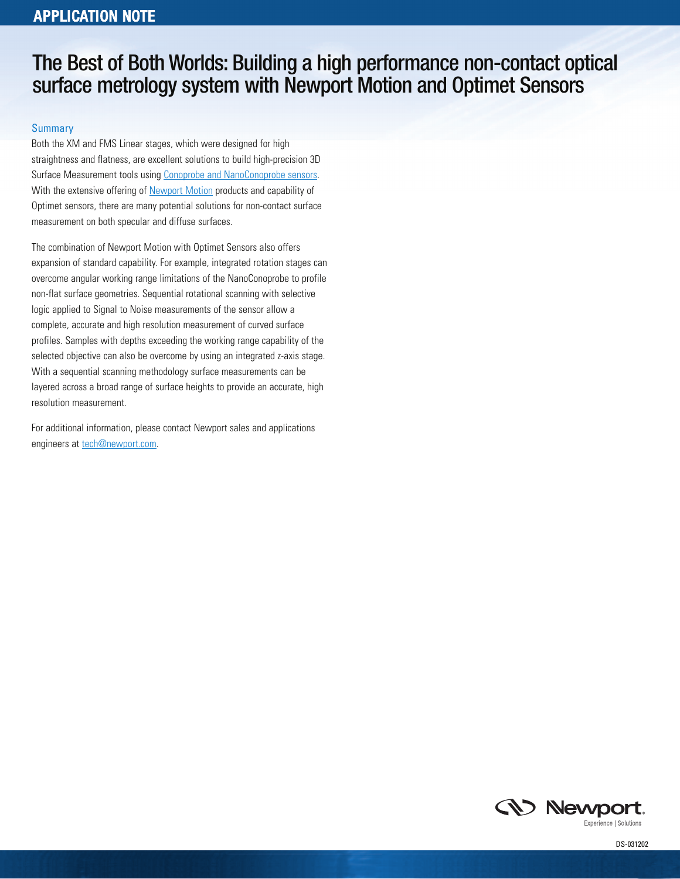## Summary

Both the XM and FMS Linear stages, which were designed for high straightness and flatness, are excellent solutions to build high-precision 3D Surface Measurement tools using Conoprobe and NanoConoprobe sensors. With the extensive offering of Newport Motion products and capability of Optimet sensors, there are many potential solutions for non-contact surface measurement on both specular and diffuse surfaces.

The combination of Newport Motion with Optimet Sensors also offers expansion of standard capability. For example, integrated rotation stages can overcome angular working range limitations of the NanoConoprobe to profile non-flat surface geometries. Sequential rotational scanning with selective logic applied to Signal to Noise measurements of the sensor allow a complete, accurate and high resolution measurement of curved surface profiles. Samples with depths exceeding the working range capability of the selected objective can also be overcome by using an integrated z-axis stage. With a sequential scanning methodology surface measurements can be layered across a broad range of surface heights to provide an accurate, high resolution measurement.

For additional information, please contact Newport sales and applications engineers at tech@newport.com.

DS-031202